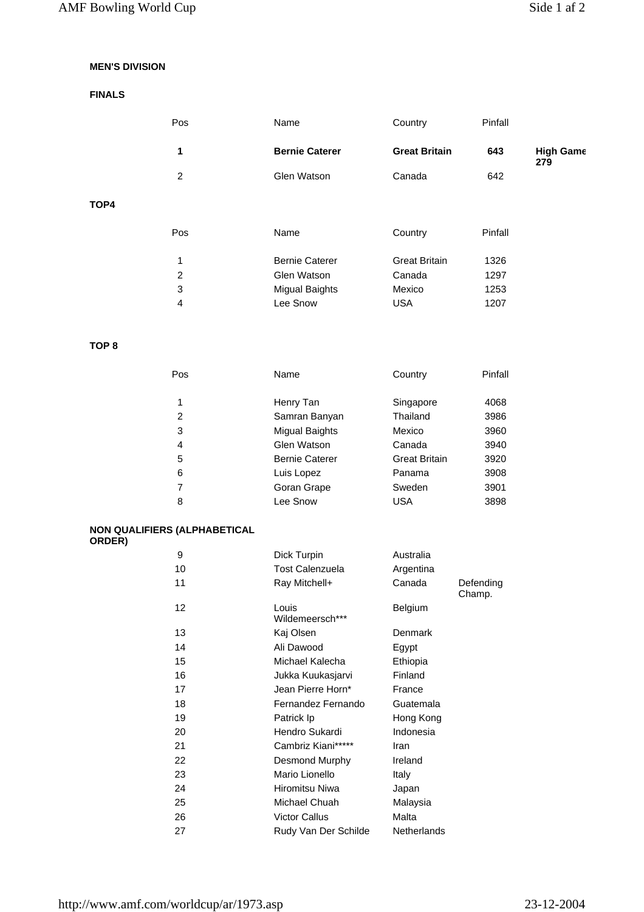**MEN'S DIVISION**

**FINALS**

| Pos | Name | Country | Pinfall | |
|---|---|---|---|---|
| **1** | **Bernie Caterer** | **Great Britain** | **643** | **High Game 279** |
| 2 | Glen Watson | Canada | 642 | |

**TOP4**

| Pos | Name | Country | Pinfall |
|---|---|---|---|
| 1 | Bernie Caterer | Great Britain | 1326 |
| 2 | Glen Watson | Canada | 1297 |
| 3 | Migual Baights | Mexico | 1253 |
| 4 | Lee Snow | USA | 1207 |

**TOP 8**

| Pos | Name | Country | Pinfall |
|---|---|---|---|
| 1 | Henry Tan | Singapore | 4068 |
| 2 | Samran Banyan | Thailand | 3986 |
| 3 | Migual Baights | Mexico | 3960 |
| 4 | Glen Watson | Canada | 3940 |
| 5 | Bernie Caterer | Great Britain | 3920 |
| 6 | Luis Lopez | Panama | 3908 |
| 7 | Goran Grape | Sweden | 3901 |
| 8 | Lee Snow | USA | 3898 |

**NON QUALIFIERS (ALPHABETICAL ORDER)**

| Pos | Name | Country | |
|---|---|---|---|
| 9 | Dick Turpin | Australia | |
| 10 | Tost Calenzuela | Argentina | |
| 11 | Ray Mitchell+ | Canada | Defending Champ. |
| 12 | Louis Wildemeersch*** | Belgium | |
| 13 | Kaj Olsen | Denmark | |
| 14 | Ali Dawood | Egypt | |
| 15 | Michael Kalecha | Ethiopia | |
| 16 | Jukka Kuukasjarvi | Finland | |
| 17 | Jean Pierre Horn* | France | |
| 18 | Fernandez Fernando | Guatemala | |
| 19 | Patrick Ip | Hong Kong | |
| 20 | Hendro Sukardi | Indonesia | |
| 21 | Cambriz Kiani***** | Iran | |
| 22 | Desmond Murphy | Ireland | |
| 23 | Mario Lionello | Italy | |
| 24 | Hiromitsu Niwa | Japan | |
| 25 | Michael Chuah | Malaysia | |
| 26 | Victor Callus | Malta | |
| 27 | Rudy Van Der Schilde | Netherlands | |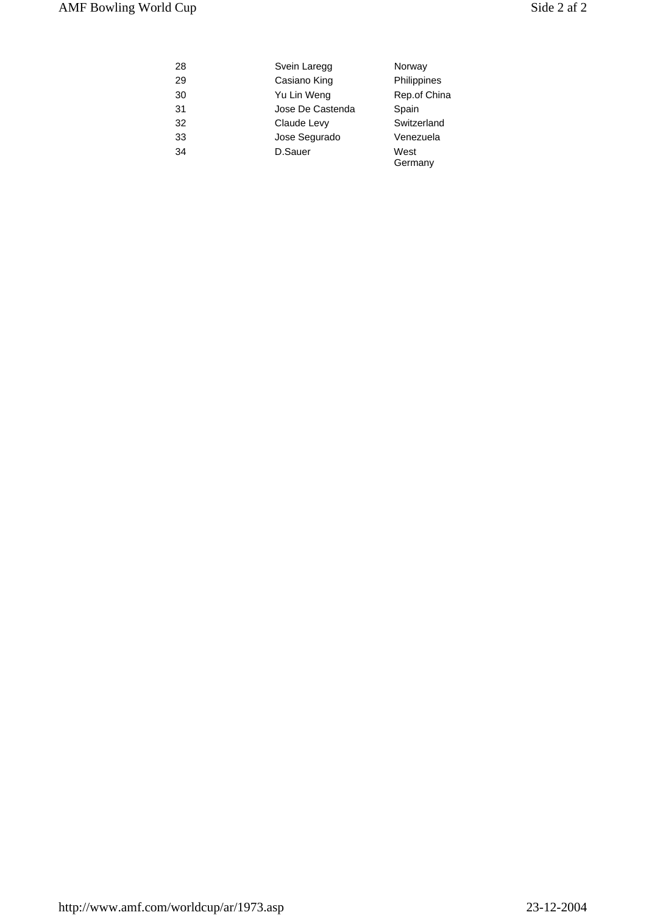| | | |
|---|---|---|
| 28 | Svein Laregg | Norway |
| 29 | Casiano King | Philippines |
| 30 | Yu Lin Weng | Rep.of China |
| 31 | Jose De Castenda | Spain |
| 32 | Claude Levy | Switzerland |
| 33 | Jose Segurado | Venezuela |
| 34 | D.Sauer | West Germany |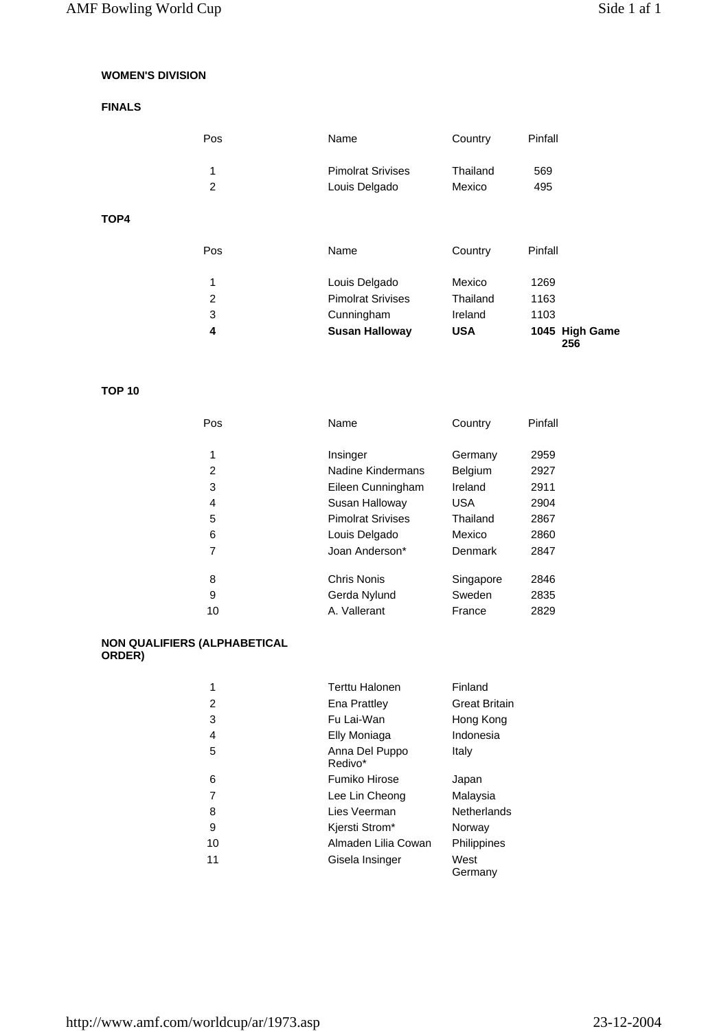**WOMEN'S DIVISION**

**FINALS**

| Pos | Name | Country | Pinfall |
|---|---|---|---|
| 1 | Pimolrat Srivises | Thailand | 569 |
| 2 | Louis Delgado | Mexico | 495 |

**TOP4**

| Pos | Name | Country | Pinfall | |
|---|---|---|---|---|
| 1 | Louis Delgado | Mexico | 1269 | |
| 2 | Pimolrat Srivises | Thailand | 1163 | |
| 3 | Cunningham | Ireland | 1103 | |
| **4** | **Susan Halloway** | **USA** | **1045** | **High Game 256** |

**TOP 10**

| Pos | Name | Country | Pinfall |
|---|---|---|---|
| 1 | Insinger | Germany | 2959 |
| 2 | Nadine Kindermans | Belgium | 2927 |
| 3 | Eileen Cunningham | Ireland | 2911 |
| 4 | Susan Halloway | USA | 2904 |
| 5 | Pimolrat Srivises | Thailand | 2867 |
| 6 | Louis Delgado | Mexico | 2860 |
| 7 | Joan Anderson* | Denmark | 2847 |
| 8 | Chris Nonis | Singapore | 2846 |
| 9 | Gerda Nylund | Sweden | 2835 |
| 10 | A. Vallerant | France | 2829 |

**NON QUALIFIERS (ALPHABETICAL ORDER)**

| | | |
|---|---|---|
| 1 | Terttu Halonen | Finland |
| 2 | Ena Prattley | Great Britain |
| 3 | Fu Lai-Wan | Hong Kong |
| 4 | Elly Moniaga | Indonesia |
| 5 | Anna Del Puppo Redivo* | Italy |
| 6 | Fumiko Hirose | Japan |
| 7 | Lee Lin Cheong | Malaysia |
| 8 | Lies Veerman | Netherlands |
| 9 | Kjersti Strom* | Norway |
| 10 | Almaden Lilia Cowan | Philippines |
| 11 | Gisela Insinger | West Germany |